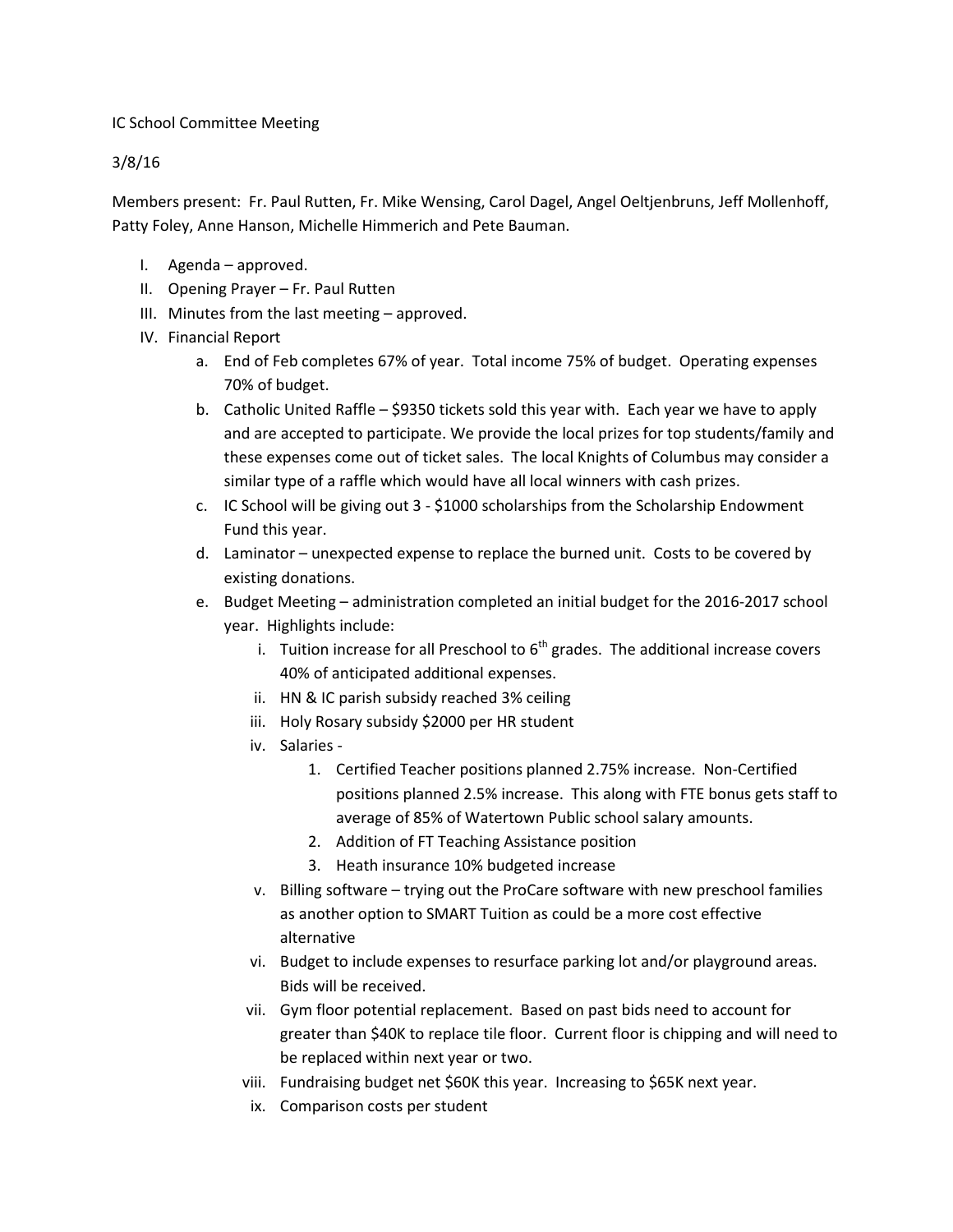IC School Committee Meeting

3/8/16

Members present: Fr. Paul Rutten, Fr. Mike Wensing, Carol Dagel, Angel Oeltjenbruns, Jeff Mollenhoff, Patty Foley, Anne Hanson, Michelle Himmerich and Pete Bauman.

I. Agenda – approved.
II. Opening Prayer – Fr. Paul Rutten
III. Minutes from the last meeting – approved.
IV. Financial Report
    a. End of Feb completes 67% of year. Total income 75% of budget. Operating expenses 70% of budget.
    b. Catholic United Raffle – $9350 tickets sold this year with. Each year we have to apply and are accepted to participate. We provide the local prizes for top students/family and these expenses come out of ticket sales. The local Knights of Columbus may consider a similar type of a raffle which would have all local winners with cash prizes.
    c. IC School will be giving out 3 - $1000 scholarships from the Scholarship Endowment Fund this year.
    d. Laminator – unexpected expense to replace the burned unit. Costs to be covered by existing donations.
    e. Budget Meeting – administration completed an initial budget for the 2016-2017 school year. Highlights include:
        i. Tuition increase for all Preschool to 6th grades. The additional increase covers 40% of anticipated additional expenses.
        ii. HN & IC parish subsidy reached 3% ceiling
        iii. Holy Rosary subsidy $2000 per HR student
        iv. Salaries -
            1. Certified Teacher positions planned 2.75% increase. Non-Certified positions planned 2.5% increase. This along with FTE bonus gets staff to average of 85% of Watertown Public school salary amounts.
            2. Addition of FT Teaching Assistance position
            3. Heath insurance 10% budgeted increase
        v. Billing software – trying out the ProCare software with new preschool families as another option to SMART Tuition as could be a more cost effective alternative
        vi. Budget to include expenses to resurface parking lot and/or playground areas. Bids will be received.
        vii. Gym floor potential replacement. Based on past bids need to account for greater than $40K to replace tile floor. Current floor is chipping and will need to be replaced within next year or two.
        viii. Fundraising budget net $60K this year. Increasing to $65K next year.
        ix. Comparison costs per student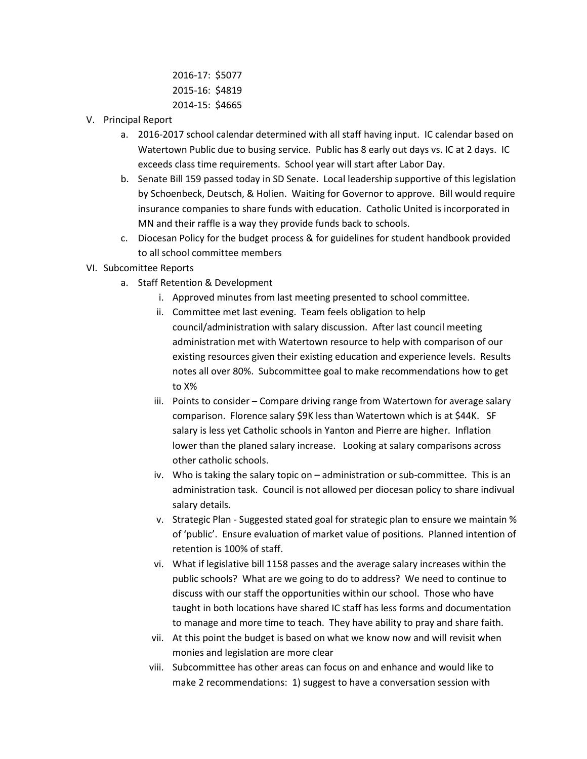2016-17: $5077
2015-16: $4819
2014-15: $4665

V. Principal Report
   a. 2016-2017 school calendar determined with all staff having input. IC calendar based on Watertown Public due to busing service. Public has 8 early out days vs. IC at 2 days. IC exceeds class time requirements. School year will start after Labor Day.
   b. Senate Bill 159 passed today in SD Senate. Local leadership supportive of this legislation by Schoenbeck, Deutsch, & Holien. Waiting for Governor to approve. Bill would require insurance companies to share funds with education. Catholic United is incorporated in MN and their raffle is a way they provide funds back to schools.
   c. Diocesan Policy for the budget process & for guidelines for student handbook provided to all school committee members

VI. Subcomittee Reports
   a. Staff Retention & Development
      i. Approved minutes from last meeting presented to school committee.
      ii. Committee met last evening. Team feels obligation to help council/administration with salary discussion. After last council meeting administration met with Watertown resource to help with comparison of our existing resources given their existing education and experience levels. Results notes all over 80%. Subcommittee goal to make recommendations how to get to X%
      iii. Points to consider – Compare driving range from Watertown for average salary comparison. Florence salary $9K less than Watertown which is at $44K. SF salary is less yet Catholic schools in Yanton and Pierre are higher. Inflation lower than the planed salary increase. Looking at salary comparisons across other catholic schools.
      iv. Who is taking the salary topic on – administration or sub-committee. This is an administration task. Council is not allowed per diocesan policy to share indivual salary details.
      v. Strategic Plan - Suggested stated goal for strategic plan to ensure we maintain % of 'public'. Ensure evaluation of market value of positions. Planned intention of retention is 100% of staff.
      vi. What if legislative bill 1158 passes and the average salary increases within the public schools? What are we going to do to address? We need to continue to discuss with our staff the opportunities within our school. Those who have taught in both locations have shared IC staff has less forms and documentation to manage and more time to teach. They have ability to pray and share faith.
      vii. At this point the budget is based on what we know now and will revisit when monies and legislation are more clear
      viii. Subcommittee has other areas can focus on and enhance and would like to make 2 recommendations: 1) suggest to have a conversation session with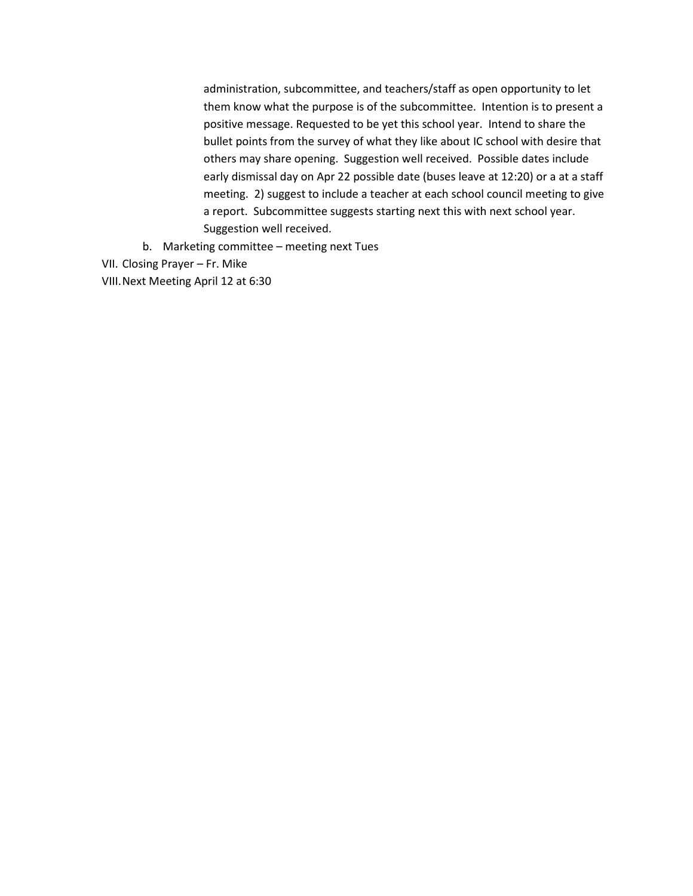administration, subcommittee, and teachers/staff as open opportunity to let them know what the purpose is of the subcommittee. Intention is to present a positive message. Requested to be yet this school year. Intend to share the bullet points from the survey of what they like about IC school with desire that others may share opening. Suggestion well received. Possible dates include early dismissal day on Apr 22 possible date (buses leave at 12:20) or a at a staff meeting. 2) suggest to include a teacher at each school council meeting to give a report. Subcommittee suggests starting next this with next school year. Suggestion well received.

b. Marketing committee – meeting next Tues

VII. Closing Prayer – Fr. Mike

VIII. Next Meeting April 12 at 6:30